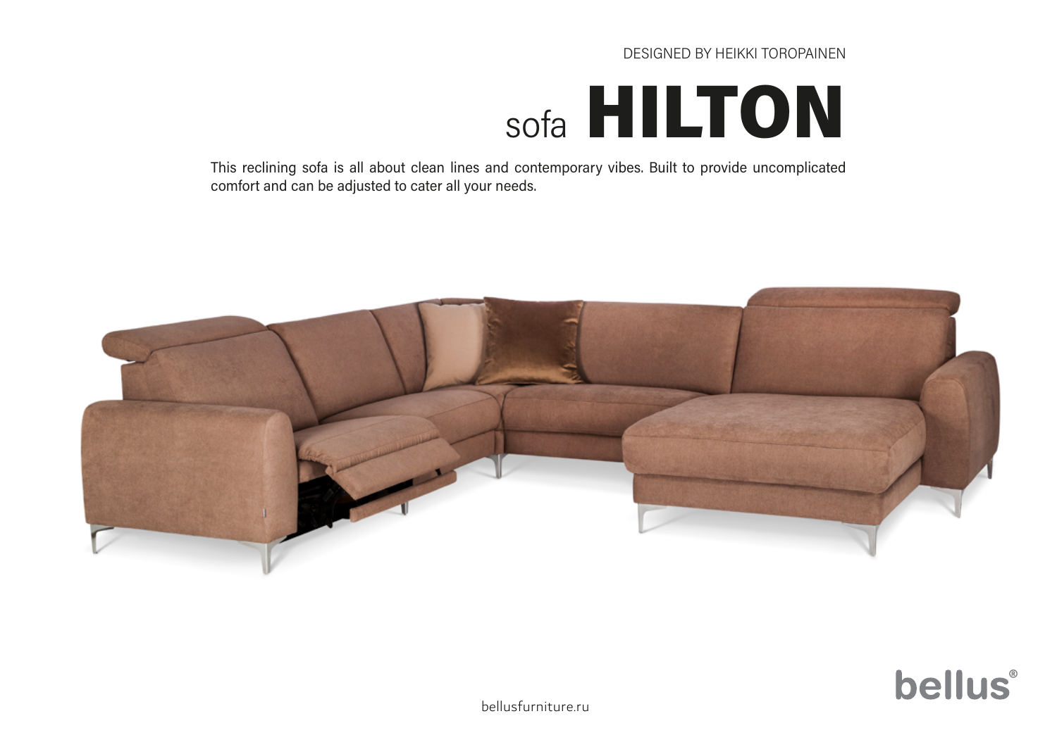DESIGNED BY HEIKKI TOROPAINEN

# sofa **HILTON**

This reclining sofa is all about clean lines and contemporary vibes. Built to provide uncomplicated comfort and can be adjusted to cater all your needs.

bellus®

bellusfurniture.ru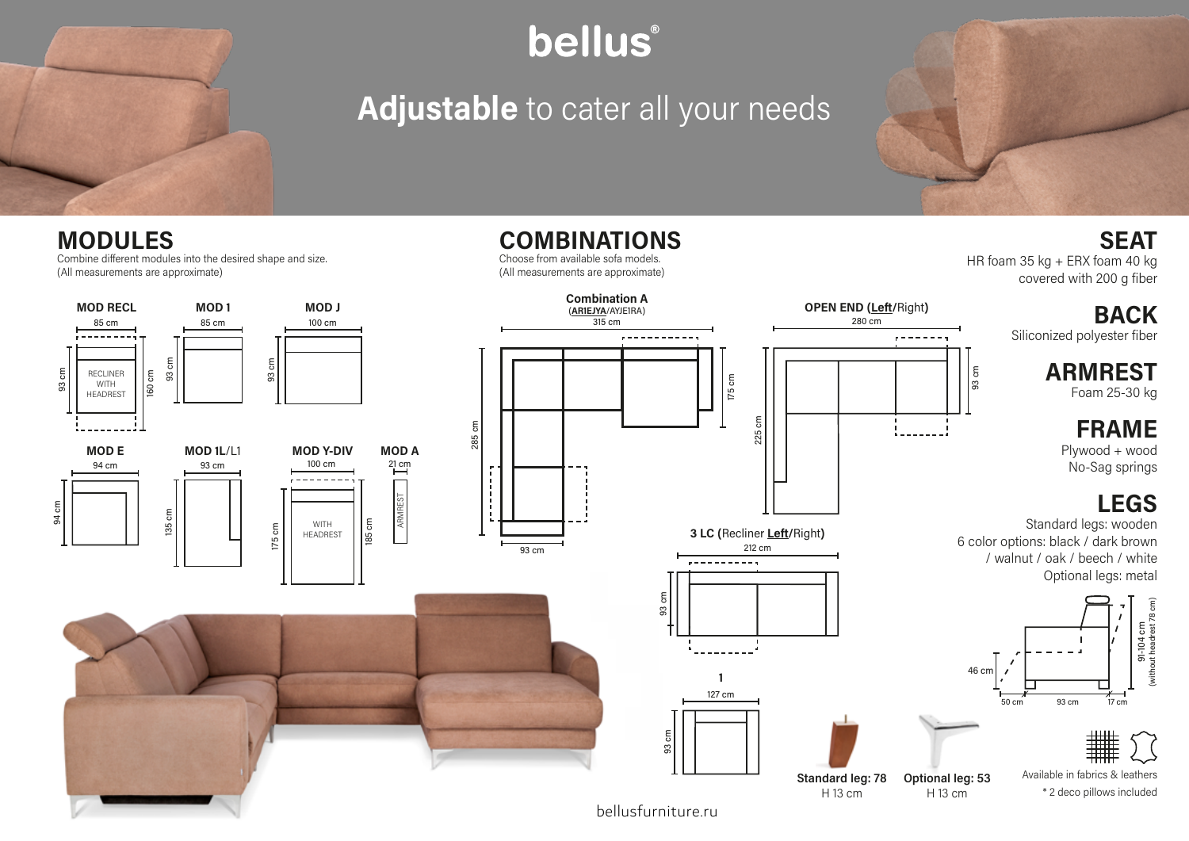# bellus®

## **Adjustable** to cater all your needs

## MODULES

Combine different modules into the desired shape and size.
(All measurements are approximate)

MOD RECL
85 cm
93 cm
RECLINER WITH HEADREST
160 cm

MOD 1
85 cm
93 cm

MOD J
100 cm
93 cm

MOD E
94 cm
94 cm

MOD 1L/L1
93 cm
135 cm

MOD Y-DIV
100 cm
WITH HEADREST
175 cm
185 cm

MOD A
21 cm
ARMREST

## COMBINATIONS

Choose from available sofa models.
(All measurements are approximate)

Combination A
(**ARIEJYA**/AYJE1RA)
315 cm
285 cm
175 cm
93 cm

OPEN END (**Left**/Right)
280 cm
225 cm
93 cm

3 LC (Recliner **Left**/Right)
212 cm
93 cm

1
127 cm
93 cm

## SEAT

HR foam 35 kg + ERX foam 40 kg covered with 200 g fiber

## BACK

Siliconized polyester fiber

## ARMREST

Foam 25-30 kg

## FRAME

Plywood + wood
No-Sag springs

## LEGS

Standard legs: wooden
6 color options: black / dark brown / walnut / oak / beech / white
Optional legs: metal

46 cm
50 cm
93 cm
17 cm
91-104 cm (without headrest 78 cm)

**Standard leg: 78**
H 13 cm

**Optional leg: 53**
H 13 cm

Available in fabrics & leathers
* 2 deco pillows included

bellusfurniture.ru